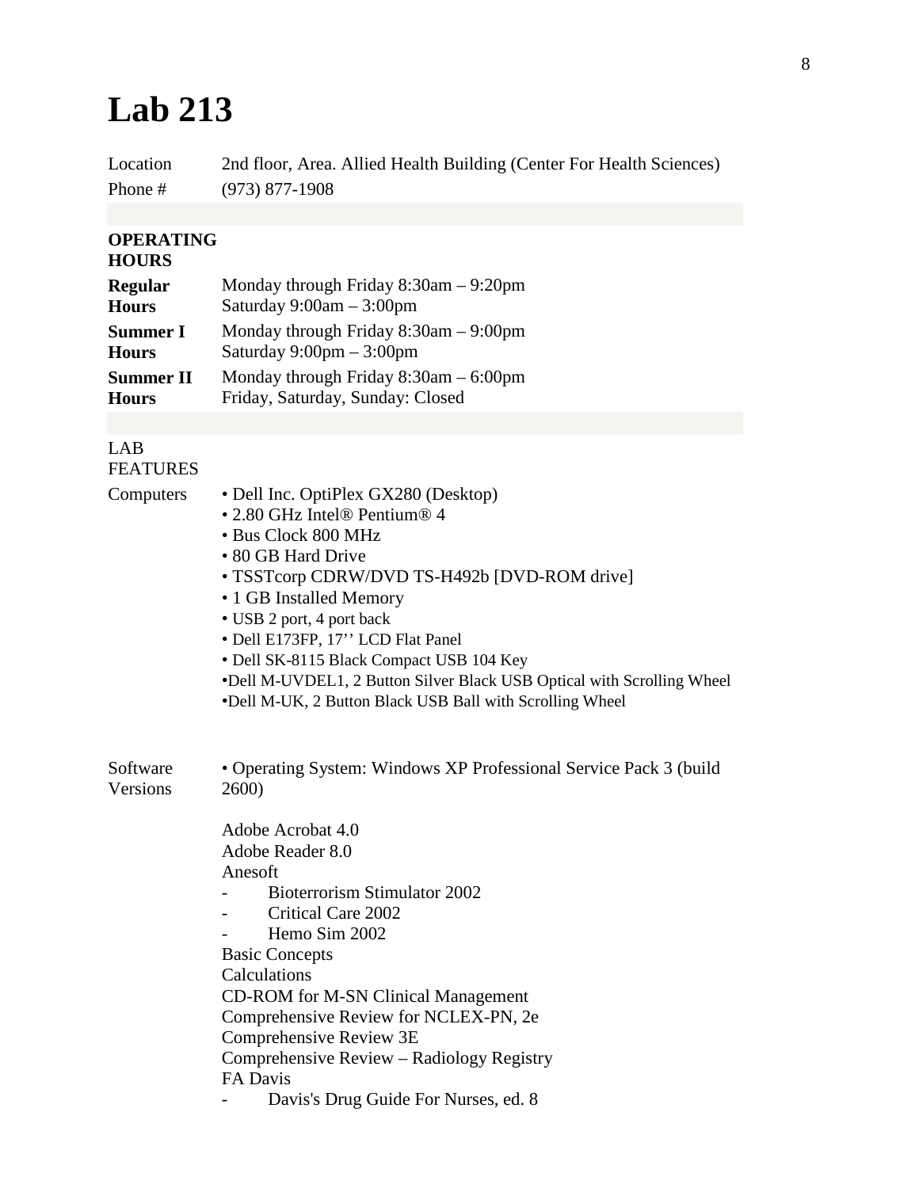# Lab 213

| | |
|---|---|
| Location | 2nd floor, Area. Allied Health Building (Center For Health Sciences) |
| Phone # | (973) 877-1908 |

**OPERATING HOURS**

| | |
|---|---|
| **Regular Hours** | Monday through Friday 8:30am – 9:20pm<br>Saturday 9:00am – 3:00pm |
| **Summer I Hours** | Monday through Friday 8:30am – 9:00pm<br>Saturday 9:00pm – 3:00pm |
| **Summer II Hours** | Monday through Friday 8:30am – 6:00pm<br>Friday, Saturday, Sunday: Closed |

LAB FEATURES

Computers

- Dell Inc. OptiPlex GX280 (Desktop)
- 2.80 GHz Intel® Pentium® 4
- Bus Clock 800 MHz
- 80 GB Hard Drive
- TSSTcorp CDRW/DVD TS-H492b [DVD-ROM drive]
- 1 GB Installed Memory
- USB 2 port, 4 port back
- Dell E173FP, 17'' LCD Flat Panel
- Dell SK-8115 Black Compact USB 104 Key
- Dell M-UVDEL1, 2 Button Silver Black USB Optical with Scrolling Wheel
- Dell M-UK, 2 Button Black USB Ball with Scrolling Wheel

Software Versions

- Operating System: Windows XP Professional Service Pack 3 (build 2600)

Adobe Acrobat 4.0
Adobe Reader 8.0
Anesoft
- Bioterrorism Stimulator 2002
- Critical Care 2002
- Hemo Sim 2002

Basic Concepts
Calculations
CD-ROM for M-SN Clinical Management
Comprehensive Review for NCLEX-PN, 2e
Comprehensive Review 3E
Comprehensive Review – Radiology Registry
FA Davis
- Davis's Drug Guide For Nurses, ed. 8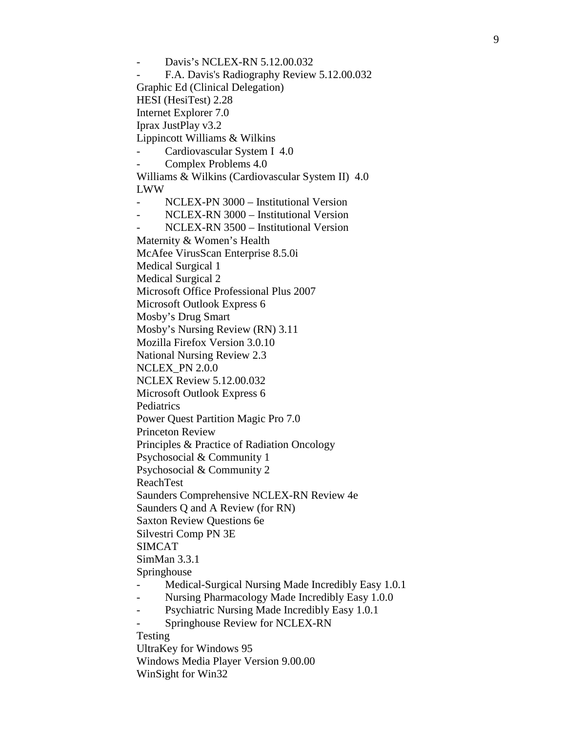- Davis's NCLEX-RN 5.12.00.032
- F.A. Davis's Radiography Review 5.12.00.032

Graphic Ed (Clinical Delegation)
HESI (HesiTest) 2.28
Internet Explorer 7.0
Iprax JustPlay v3.2
Lippincott Williams & Wilkins

- Cardiovascular System I 4.0
- Complex Problems 4.0

Williams & Wilkins (Cardiovascular System II) 4.0
LWW

- NCLEX-PN 3000 – Institutional Version
- NCLEX-RN 3000 – Institutional Version
- NCLEX-RN 3500 – Institutional Version

Maternity & Women's Health
McAfee VirusScan Enterprise 8.5.0i
Medical Surgical 1
Medical Surgical 2
Microsoft Office Professional Plus 2007
Microsoft Outlook Express 6
Mosby's Drug Smart
Mosby's Nursing Review (RN) 3.11
Mozilla Firefox Version 3.0.10
National Nursing Review 2.3
NCLEX_PN 2.0.0
NCLEX Review 5.12.00.032
Microsoft Outlook Express 6
Pediatrics
Power Quest Partition Magic Pro 7.0
Princeton Review
Principles & Practice of Radiation Oncology
Psychosocial & Community 1
Psychosocial & Community 2
ReachTest
Saunders Comprehensive NCLEX-RN Review 4e
Saunders Q and A Review (for RN)
Saxton Review Questions 6e
Silvestri Comp PN 3E
SIMCAT
SimMan 3.3.1
Springhouse

- Medical-Surgical Nursing Made Incredibly Easy 1.0.1
- Nursing Pharmacology Made Incredibly Easy 1.0.0
- Psychiatric Nursing Made Incredibly Easy 1.0.1
- Springhouse Review for NCLEX-RN

Testing
UltraKey for Windows 95
Windows Media Player Version 9.00.00
WinSight for Win32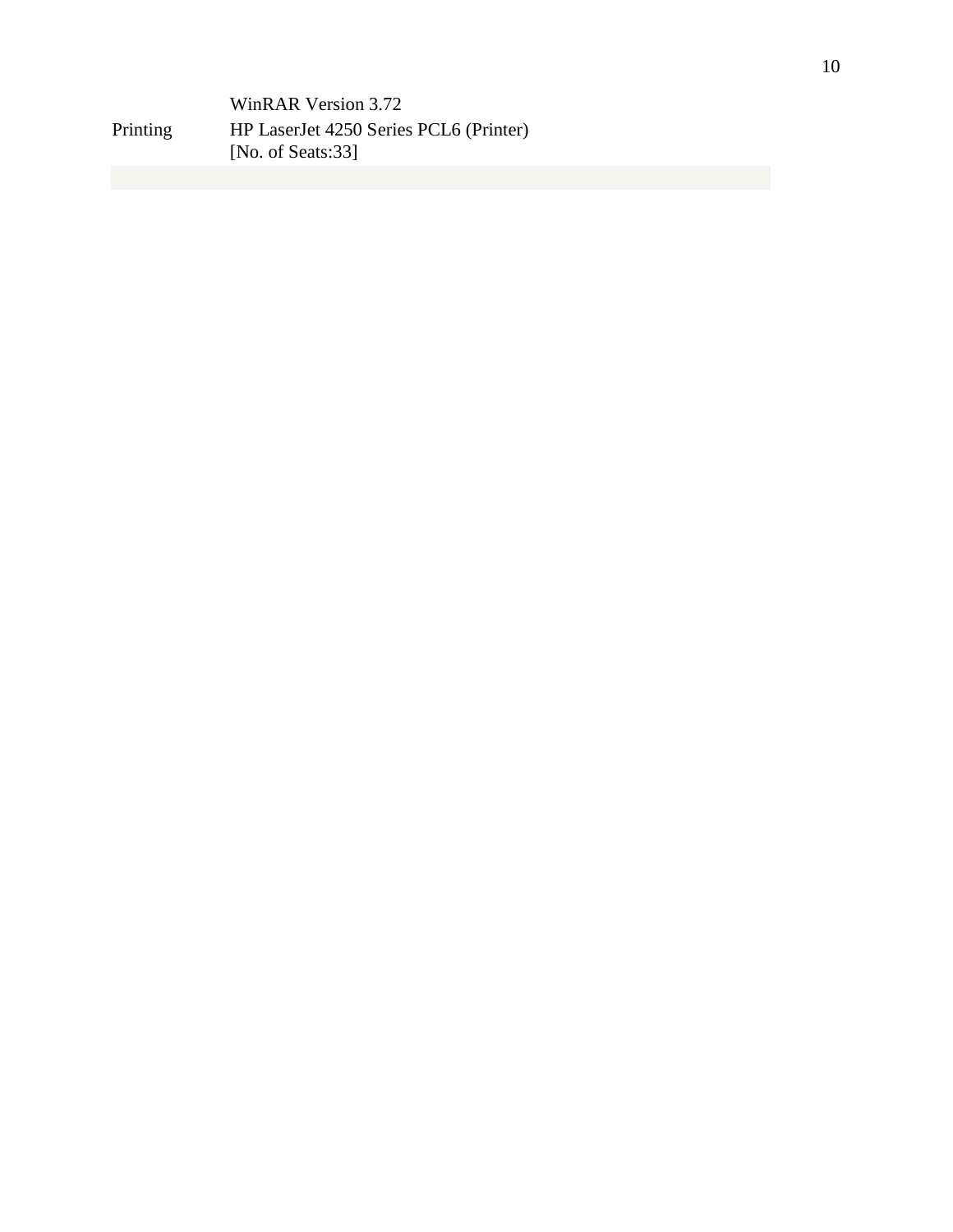| | |
|---|---|
| | WinRAR Version 3.72 |
| Printing | HP LaserJet 4250 Series PCL6 (Printer) [No. of Seats:33] |